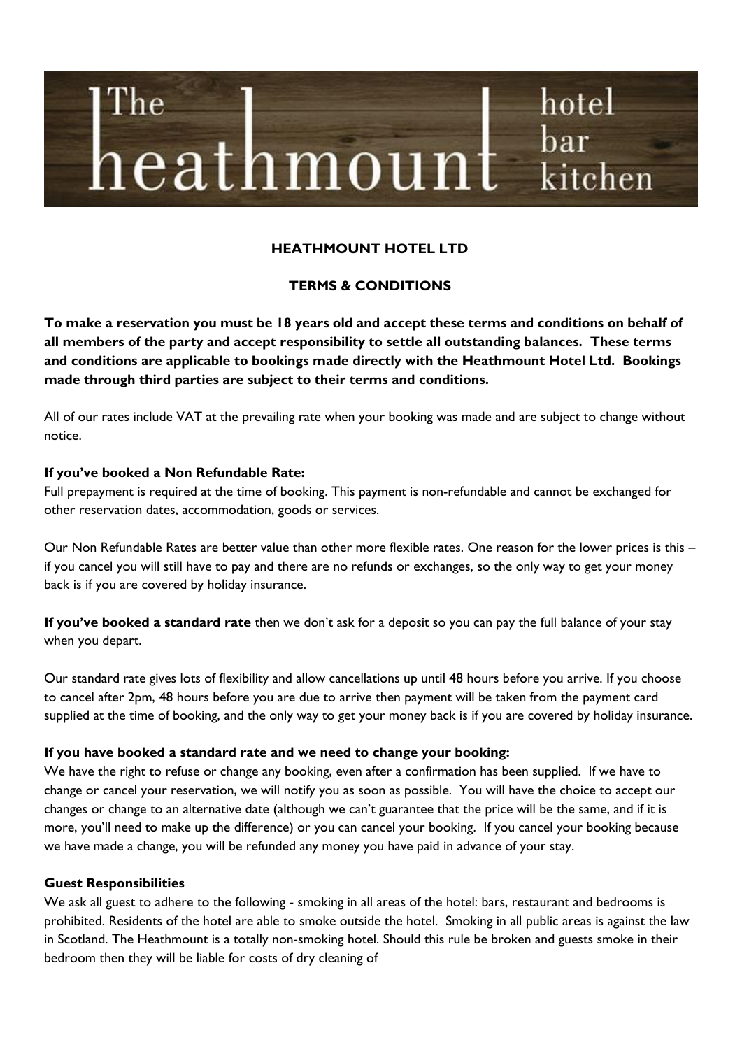The heathmount hotel bar kitchen

**HEATHMOUNT HOTEL LTD**

**TERMS & CONDITIONS**

**To make a reservation you must be 18 years old and accept these terms and conditions on behalf of all members of the party and accept responsibility to settle all outstanding balances. These terms and conditions are applicable to bookings made directly with the Heathmount Hotel Ltd. Bookings made through third parties are subject to their terms and conditions.**

All of our rates include VAT at the prevailing rate when your booking was made and are subject to change without notice.

**If you've booked a Non Refundable Rate:**
Full prepayment is required at the time of booking. This payment is non-refundable and cannot be exchanged for other reservation dates, accommodation, goods or services.

Our Non Refundable Rates are better value than other more flexible rates. One reason for the lower prices is this – if you cancel you will still have to pay and there are no refunds or exchanges, so the only way to get your money back is if you are covered by holiday insurance.

**If you've booked a standard rate** then we don't ask for a deposit so you can pay the full balance of your stay when you depart.

Our standard rate gives lots of flexibility and allow cancellations up until 48 hours before you arrive. If you choose to cancel after 2pm, 48 hours before you are due to arrive then payment will be taken from the payment card supplied at the time of booking, and the only way to get your money back is if you are covered by holiday insurance.

**If you have booked a standard rate and we need to change your booking:**
We have the right to refuse or change any booking, even after a confirmation has been supplied. If we have to change or cancel your reservation, we will notify you as soon as possible. You will have the choice to accept our changes or change to an alternative date (although we can't guarantee that the price will be the same, and if it is more, you'll need to make up the difference) or you can cancel your booking. If you cancel your booking because we have made a change, you will be refunded any money you have paid in advance of your stay.

**Guest Responsibilities**
We ask all guest to adhere to the following - smoking in all areas of the hotel: bars, restaurant and bedrooms is prohibited. Residents of the hotel are able to smoke outside the hotel. Smoking in all public areas is against the law in Scotland. The Heathmount is a totally non-smoking hotel. Should this rule be broken and guests smoke in their bedroom then they will be liable for costs of dry cleaning of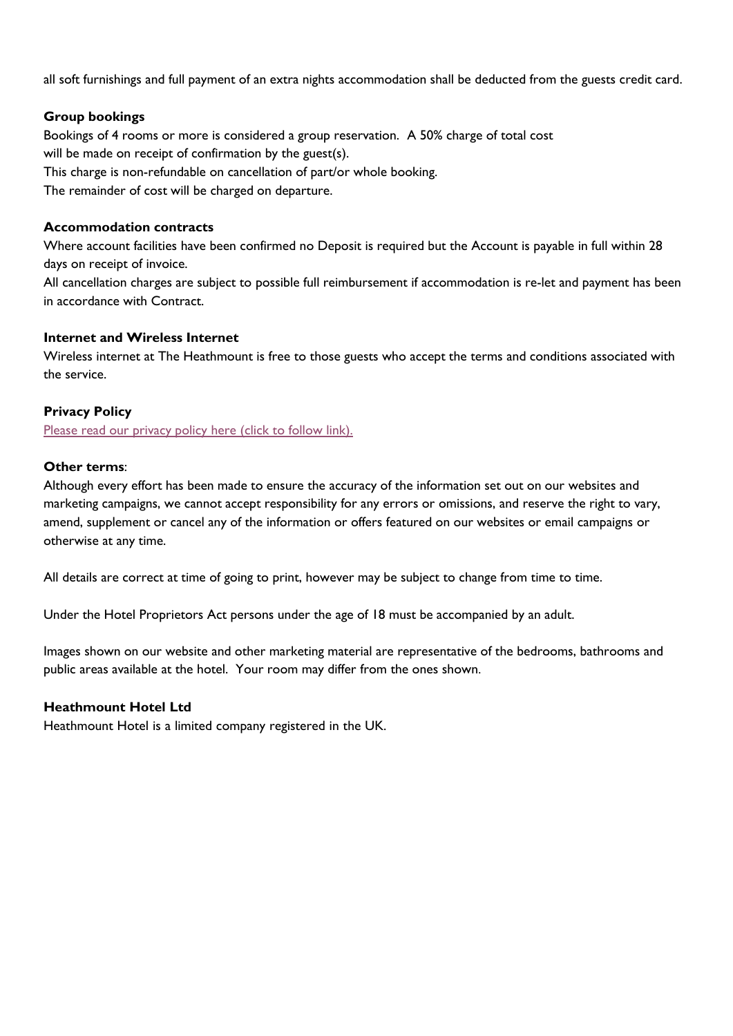all soft furnishings and full payment of an extra nights accommodation shall be deducted from the guests credit card.

**Group bookings**

Bookings of 4 rooms or more is considered a group reservation. A 50% charge of total cost
will be made on receipt of confirmation by the guest(s).
This charge is non-refundable on cancellation of part/or whole booking.
The remainder of cost will be charged on departure.

**Accommodation contracts**

Where account facilities have been confirmed no Deposit is required but the Account is payable in full within 28 days on receipt of invoice.
All cancellation charges are subject to possible full reimbursement if accommodation is re-let and payment has been in accordance with Contract.

**Internet and Wireless Internet**

Wireless internet at The Heathmount is free to those guests who accept the terms and conditions associated with the service.

**Privacy Policy**

Please read our privacy policy here (click to follow link).

**Other terms**:

Although every effort has been made to ensure the accuracy of the information set out on our websites and marketing campaigns, we cannot accept responsibility for any errors or omissions, and reserve the right to vary, amend, supplement or cancel any of the information or offers featured on our websites or email campaigns or otherwise at any time.

All details are correct at time of going to print, however may be subject to change from time to time.

Under the Hotel Proprietors Act persons under the age of 18 must be accompanied by an adult.

Images shown on our website and other marketing material are representative of the bedrooms, bathrooms and public areas available at the hotel. Your room may differ from the ones shown.

**Heathmount Hotel Ltd**

Heathmount Hotel is a limited company registered in the UK.